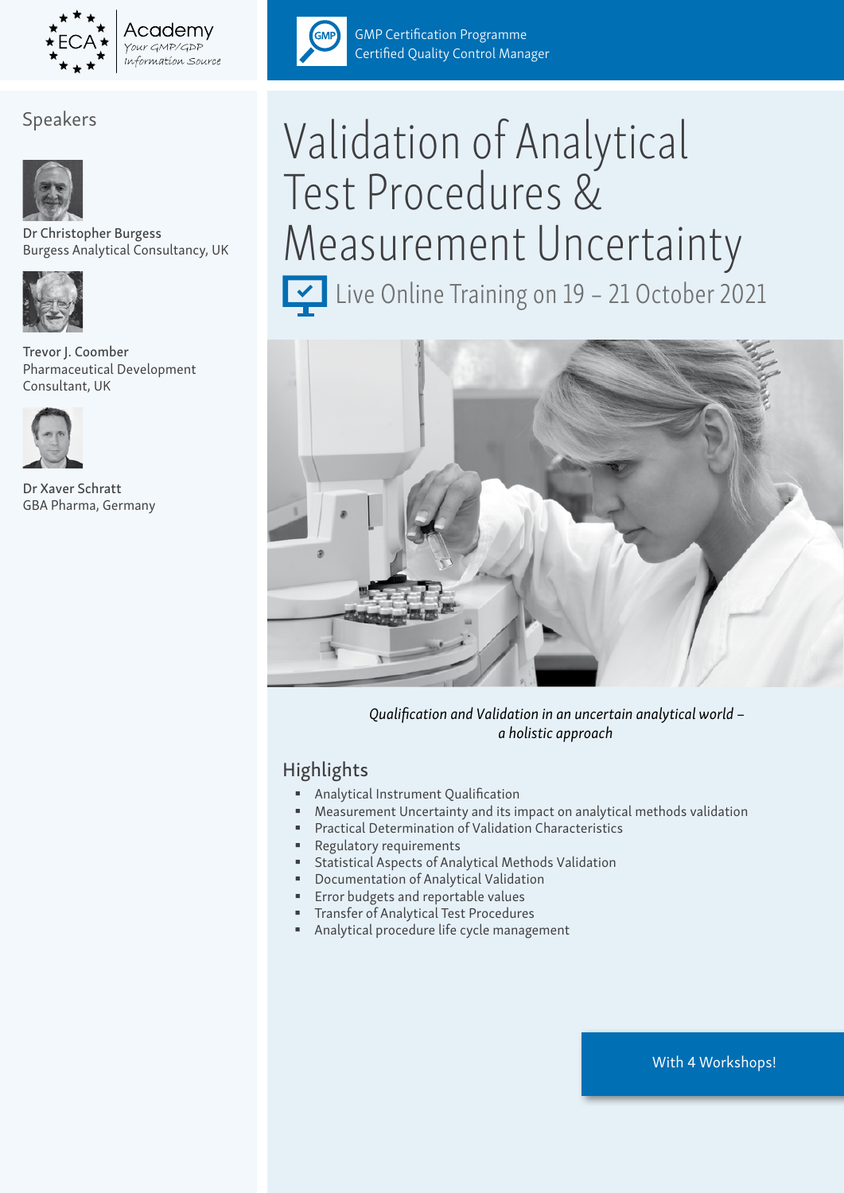ECA Academy – Your GMP/GDP Information Source

GMP Certification Programme
Certified Quality Control Manager

# Validation of Analytical Test Procedures & Measurement Uncertainty

Live Online Training on 19 – 21 October 2021

## Speakers

Dr Christopher Burgess
Burgess Analytical Consultancy, UK

Trevor J. Coomber
Pharmaceutical Development Consultant, UK

Dr Xaver Schratt
GBA Pharma, Germany

*Qualification and Validation in an uncertain analytical world – a holistic approach*

## Highlights

- Analytical Instrument Qualification
- Measurement Uncertainty and its impact on analytical methods validation
- Practical Determination of Validation Characteristics
- Regulatory requirements
- Statistical Aspects of Analytical Methods Validation
- Documentation of Analytical Validation
- Error budgets and reportable values
- Transfer of Analytical Test Procedures
- Analytical procedure life cycle management

With 4 Workshops!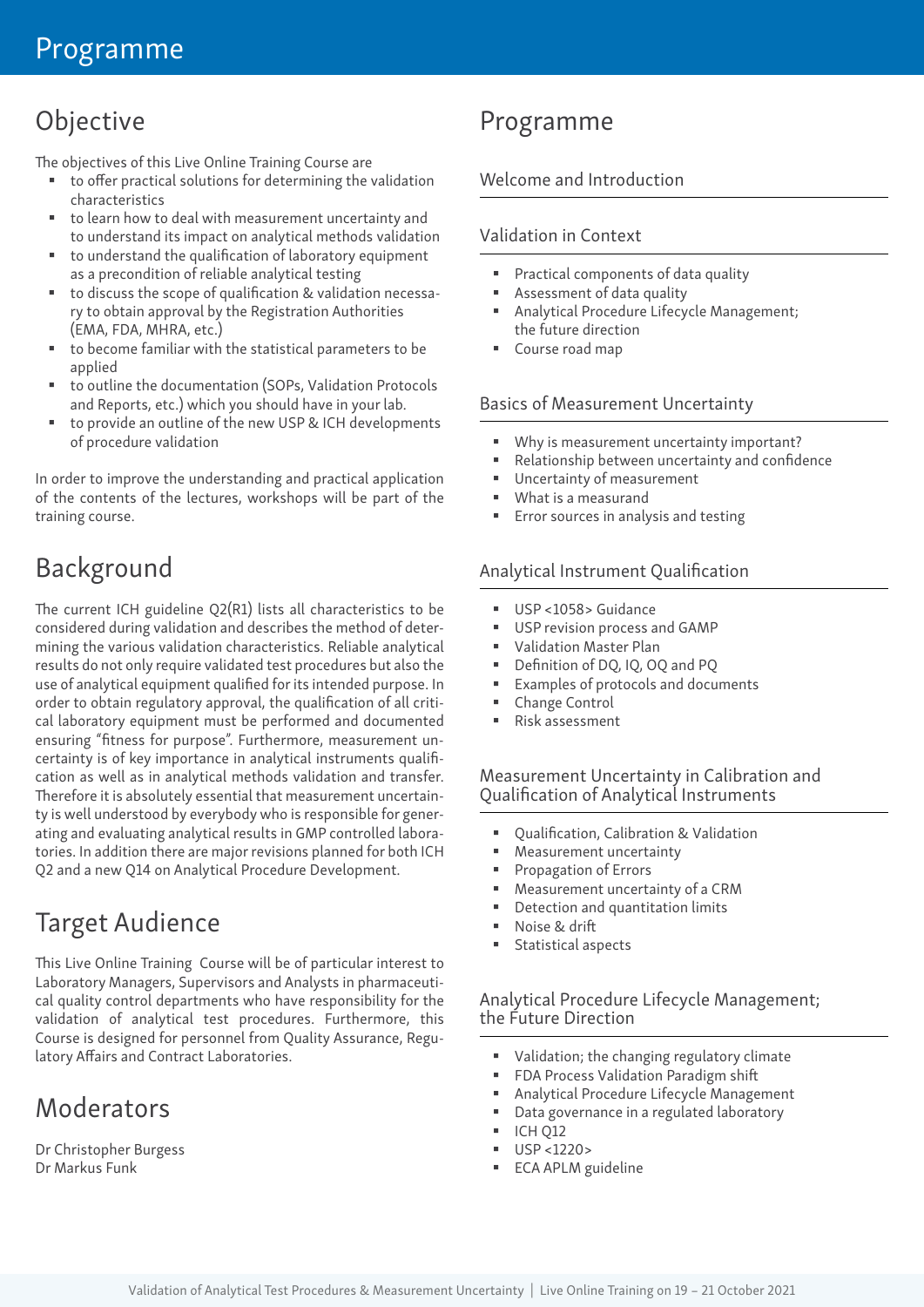# Programme

## Objective

The objectives of this Live Online Training Course are

- to offer practical solutions for determining the validation characteristics
- to learn how to deal with measurement uncertainty and to understand its impact on analytical methods validation
- to understand the qualification of laboratory equipment as a precondition of reliable analytical testing
- to discuss the scope of qualification & validation necessary to obtain approval by the Registration Authorities (EMA, FDA, MHRA, etc.)
- to become familiar with the statistical parameters to be applied
- to outline the documentation (SOPs, Validation Protocols and Reports, etc.) which you should have in your lab.
- to provide an outline of the new USP & ICH developments of procedure validation

In order to improve the understanding and practical application of the contents of the lectures, workshops will be part of the training course.

## Background

The current ICH guideline Q2(R1) lists all characteristics to be considered during validation and describes the method of determining the various validation characteristics. Reliable analytical results do not only require validated test procedures but also the use of analytical equipment qualified for its intended purpose. In order to obtain regulatory approval, the qualification of all critical laboratory equipment must be performed and documented ensuring "fitness for purpose". Furthermore, measurement uncertainty is of key importance in analytical instruments qualification as well as in analytical methods validation and transfer. Therefore it is absolutely essential that measurement uncertainty is well understood by everybody who is responsible for generating and evaluating analytical results in GMP controlled laboratories. In addition there are major revisions planned for both ICH Q2 and a new Q14 on Analytical Procedure Development.

## Target Audience

This Live Online Training Course will be of particular interest to Laboratory Managers, Supervisors and Analysts in pharmaceutical quality control departments who have responsibility for the validation of analytical test procedures. Furthermore, this Course is designed for personnel from Quality Assurance, Regulatory Affairs and Contract Laboratories.

## Moderators

Dr Christopher Burgess
Dr Markus Funk

## Programme

### Welcome and Introduction

### Validation in Context

- Practical components of data quality
- Assessment of data quality
- Analytical Procedure Lifecycle Management; the future direction
- Course road map

### Basics of Measurement Uncertainty

- Why is measurement uncertainty important?
- Relationship between uncertainty and confidence
- Uncertainty of measurement
- What is a measurand
- Error sources in analysis and testing

### Analytical Instrument Qualification

- USP <1058> Guidance
- USP revision process and GAMP
- Validation Master Plan
- Definition of DQ, IQ, OQ and PQ
- Examples of protocols and documents
- Change Control
- Risk assessment

### Measurement Uncertainty in Calibration and Qualification of Analytical Instruments

- Qualification, Calibration & Validation
- Measurement uncertainty
- Propagation of Errors
- Measurement uncertainty of a CRM
- Detection and quantitation limits
- Noise & drift
- Statistical aspects

### Analytical Procedure Lifecycle Management; the Future Direction

- Validation; the changing regulatory climate
- FDA Process Validation Paradigm shift
- Analytical Procedure Lifecycle Management
- Data governance in a regulated laboratory
- ICH Q12
- USP <1220>
- ECA APLM guideline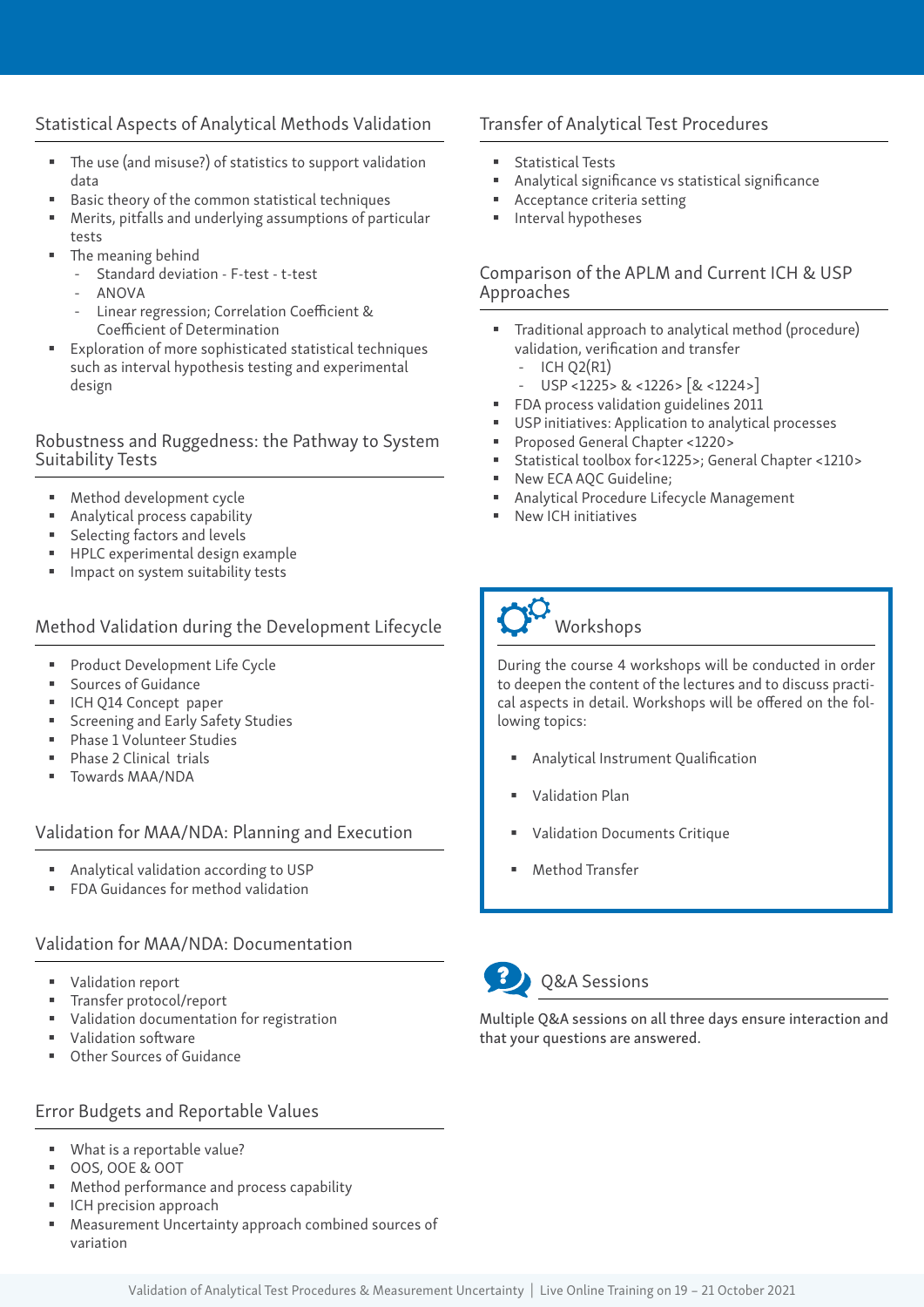## Statistical Aspects of Analytical Methods Validation

- The use (and misuse?) of statistics to support validation data
- Basic theory of the common statistical techniques
- Merits, pitfalls and underlying assumptions of particular tests
- The meaning behind
  - Standard deviation - F-test - t-test
  - ANOVA
  - Linear regression; Correlation Coefficient & Coefficient of Determination
- Exploration of more sophisticated statistical techniques such as interval hypothesis testing and experimental design

## Robustness and Ruggedness: the Pathway to System Suitability Tests

- Method development cycle
- Analytical process capability
- Selecting factors and levels
- HPLC experimental design example
- Impact on system suitability tests

## Method Validation during the Development Lifecycle

- Product Development Life Cycle
- Sources of Guidance
- ICH Q14 Concept paper
- Screening and Early Safety Studies
- Phase 1 Volunteer Studies
- Phase 2 Clinical trials
- Towards MAA/NDA

## Validation for MAA/NDA: Planning and Execution

- Analytical validation according to USP
- FDA Guidances for method validation

## Validation for MAA/NDA: Documentation

- Validation report
- Transfer protocol/report
- Validation documentation for registration
- Validation software
- Other Sources of Guidance

## Error Budgets and Reportable Values

- What is a reportable value?
- OOS, OOE & OOT
- Method performance and process capability
- ICH precision approach
- Measurement Uncertainty approach combined sources of variation

## Transfer of Analytical Test Procedures

- Statistical Tests
- Analytical significance vs statistical significance
- Acceptance criteria setting
- Interval hypotheses

## Comparison of the APLM and Current ICH & USP Approaches

- Traditional approach to analytical method (procedure) validation, verification and transfer
  - ICH Q2(R1)
  - USP <1225> & <1226> [& <1224>]
- FDA process validation guidelines 2011
- USP initiatives: Application to analytical processes
- Proposed General Chapter <1220>
- Statistical toolbox for<1225>; General Chapter <1210>
- New ECA AQC Guideline;
- Analytical Procedure Lifecycle Management
- New ICH initiatives

## Workshops

During the course 4 workshops will be conducted in order to deepen the content of the lectures and to discuss practical aspects in detail. Workshops will be offered on the following topics:

- Analytical Instrument Qualification
- Validation Plan
- Validation Documents Critique
- Method Transfer

## Q&A Sessions

Multiple Q&A sessions on all three days ensure interaction and that your questions are answered.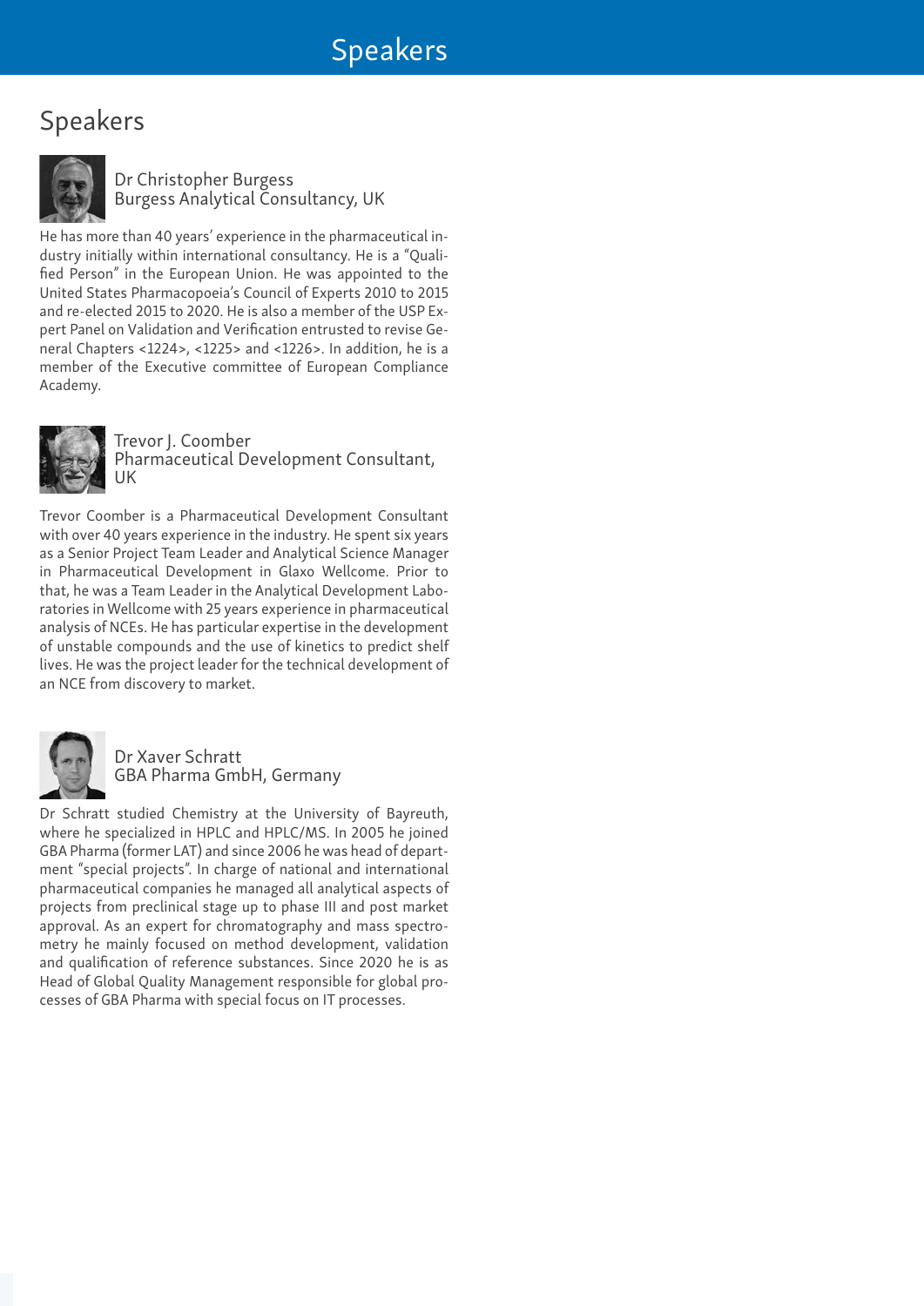# Speakers

**Dr Christopher Burgess**
Burgess Analytical Consultancy, UK

He has more than 40 years' experience in the pharmaceutical industry initially within international consultancy. He is a "Qualified Person" in the European Union. He was appointed to the United States Pharmacopoeia's Council of Experts 2010 to 2015 and re-elected 2015 to 2020. He is also a member of the USP Expert Panel on Validation and Verification entrusted to revise General Chapters <1224>, <1225> and <1226>. In addition, he is a member of the Executive committee of European Compliance Academy.

**Trevor J. Coomber**
Pharmaceutical Development Consultant, UK

Trevor Coomber is a Pharmaceutical Development Consultant with over 40 years experience in the industry. He spent six years as a Senior Project Team Leader and Analytical Science Manager in Pharmaceutical Development in Glaxo Wellcome. Prior to that, he was a Team Leader in the Analytical Development Laboratories in Wellcome with 25 years experience in pharmaceutical analysis of NCEs. He has particular expertise in the development of unstable compounds and the use of kinetics to predict shelf lives. He was the project leader for the technical development of an NCE from discovery to market.

**Dr Xaver Schratt**
GBA Pharma GmbH, Germany

Dr Schratt studied Chemistry at the University of Bayreuth, where he specialized in HPLC and HPLC/MS. In 2005 he joined GBA Pharma (former LAT) and since 2006 he was head of department "special projects". In charge of national and international pharmaceutical companies he managed all analytical aspects of projects from preclinical stage up to phase III and post market approval. As an expert for chromatography and mass spectrometry he mainly focused on method development, validation and qualification of reference substances. Since 2020 he is as Head of Global Quality Management responsible for global processes of GBA Pharma with special focus on IT processes.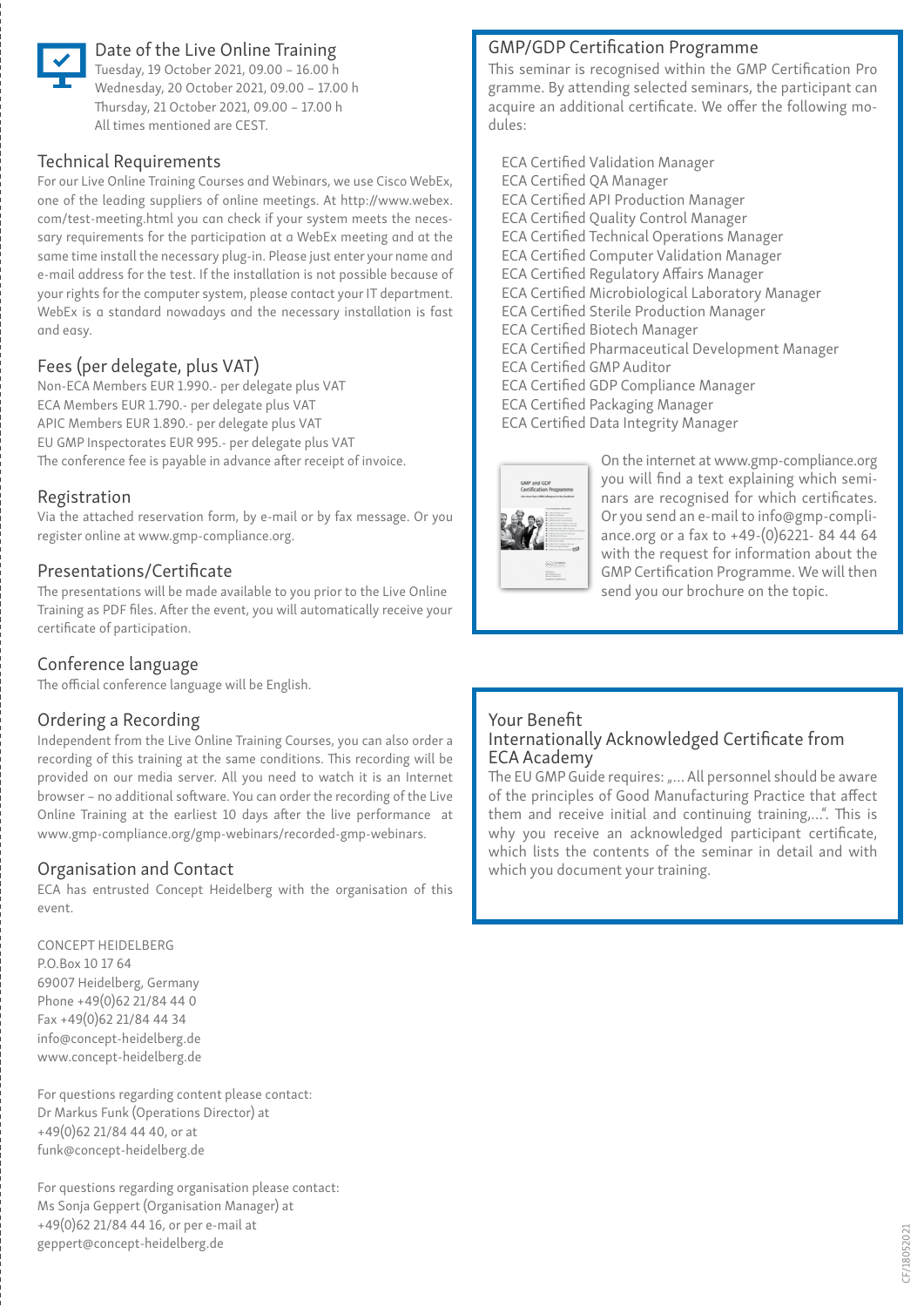## Date of the Live Online Training

Tuesday, 19 October 2021, 09.00 – 16.00 h
Wednesday, 20 October 2021, 09.00 – 17.00 h
Thursday, 21 October 2021, 09.00 – 17.00 h
All times mentioned are CEST.

## Technical Requirements

For our Live Online Training Courses and Webinars, we use Cisco WebEx, one of the leading suppliers of online meetings. At http://www.webex.com/test-meeting.html you can check if your system meets the necessary requirements for the participation at a WebEx meeting and at the same time install the necessary plug-in. Please just enter your name and e-mail address for the test. If the installation is not possible because of your rights for the computer system, please contact your IT department. WebEx is a standard nowadays and the necessary installation is fast and easy.

## Fees (per delegate, plus VAT)

Non-ECA Members EUR 1.990.- per delegate plus VAT
ECA Members EUR 1.790.- per delegate plus VAT
APIC Members EUR 1.890.- per delegate plus VAT
EU GMP Inspectorates EUR 995.- per delegate plus VAT
The conference fee is payable in advance after receipt of invoice.

## Registration

Via the attached reservation form, by e-mail or by fax message. Or you register online at www.gmp-compliance.org.

## Presentations/Certificate

The presentations will be made available to you prior to the Live Online Training as PDF files. After the event, you will automatically receive your certificate of participation.

## Conference language

The official conference language will be English.

## Ordering a Recording

Independent from the Live Online Training Courses, you can also order a recording of this training at the same conditions. This recording will be provided on our media server. All you need to watch it is an Internet browser – no additional software. You can order the recording of the Live Online Training at the earliest 10 days after the live performance at www.gmp-compliance.org/gmp-webinars/recorded-gmp-webinars.

## Organisation and Contact

ECA has entrusted Concept Heidelberg with the organisation of this event.

CONCEPT HEIDELBERG
P.O.Box 10 17 64
69007 Heidelberg, Germany
Phone +49(0)62 21/84 44 0
Fax +49(0)62 21/84 44 34
info@concept-heidelberg.de
www.concept-heidelberg.de

For questions regarding content please contact:
Dr Markus Funk (Operations Director) at
+49(0)62 21/84 44 40, or at
funk@concept-heidelberg.de

For questions regarding organisation please contact:
Ms Sonja Geppert (Organisation Manager) at
+49(0)62 21/84 44 16, or per e-mail at
geppert@concept-heidelberg.de

## GMP/GDP Certification Programme

This seminar is recognised within the GMP Certification Programme. By attending selected seminars, the participant can acquire an additional certificate. We offer the following modules:

- ECA Certified Validation Manager
- ECA Certified QA Manager
- ECA Certified API Production Manager
- ECA Certified Quality Control Manager
- ECA Certified Technical Operations Manager
- ECA Certified Computer Validation Manager
- ECA Certified Regulatory Affairs Manager
- ECA Certified Microbiological Laboratory Manager
- ECA Certified Sterile Production Manager
- ECA Certified Biotech Manager
- ECA Certified Pharmaceutical Development Manager
- ECA Certified GMP Auditor
- ECA Certified GDP Compliance Manager
- ECA Certified Packaging Manager
- ECA Certified Data Integrity Manager

On the internet at www.gmp-compliance.org you will find a text explaining which seminars are recognised for which certificates. Or you send an e-mail to info@gmp-compliance.org or a fax to +49-(0)6221- 84 44 64 with the request for information about the GMP Certification Programme. We will then send you our brochure on the topic.

## Your Benefit
## Internationally Acknowledged Certificate from ECA Academy

The EU GMP Guide requires: „... All personnel should be aware of the principles of Good Manufacturing Practice that affect them and receive initial and continuing training,...". This is why you receive an acknowledged participant certificate, which lists the contents of the seminar in detail and with which you document your training.

CF/18052021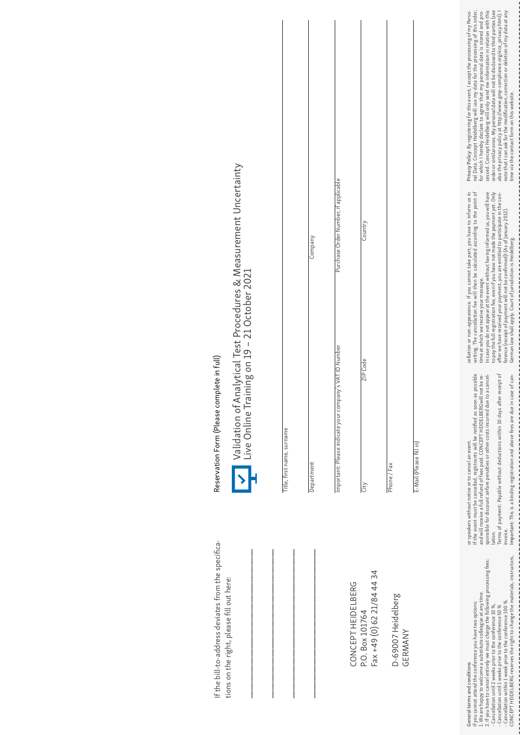If the bill-to-address deviates from the specifications on the right, please fill out here:

CONCEPT HEIDELBERG
P.O. Box 101764
Fax +49 (0) 62 21/84 44 34

D-69007 Heidelberg
GERMANY

## Reservation Form (Please complete in full)

**Validation of Analytical Test Procedures & Measurement Uncertainty**
**Live Online Training on 19 – 21 October 2021**

Title, first name, surname

Department

Company

Important: Please indicate your company's VAT ID Number

Purchase Order Number, if applicable

City

ZIP Code

Country

Phone / Fax

E-Mail (Please fill in)

General terms and conditions
If you cannot attend the conference you have two options:
1. We are happy to welcome a substitute colleague at any time.
2. If you have to cancel entirely we must charge the following processing fees:
- Cancellation until 2 weeks prior to the conference 10 %,
- Cancellation until 1 weeks prior to the conference 50 %
- Cancellation within 1 week prior to the conference 100 %.

CONCEPT HEIDELBERG reserves the right to change the materials, instructors, or speakers without notice or to cancel an event.
If the event must be cancelled, registrants will be notified as soon as possible and will receive a full refund of fees paid. CONCEPT HEIDELBERG will not be responsible for discount airfare penalties or other costs incurred due to a cancellation.
Terms of payment: Payable without deductions within 10 days after receipt of invoice.
Important: This is a binding registration and above fees are due in case of cancellation or non-appearance. If you cannot take part, you have to inform us in writing. The cancellation fee will then be calculated according to the point of time at which we receive your message.
In case you do not appear at the event without having informed us, you will have to pay the full registration fee, even if you have not made the payment yet. Only after we have received your payment, you are entitled to participate in the conference (receipt of payment will not be confirmed)! (As of January 2012).
German law shall apply. Court of jurisdiction is Heidelberg.

Privacy Policy: By registering for this event, I accept the processing of my Personal Data. Concept Heidelberg will use my data for the processing of this order, for which I hereby declare to agree that my personal data is stored and processed. Concept Heidelberg will only send me information in relation with this order or similar ones. My personal data will not be disclosed to third parties (see also the privacy policy at http://www.gmp-compliance.org/eca_privacy.html). I note that I can ask for the modification, correction or deletion of my data at any time via the contact form on this website.